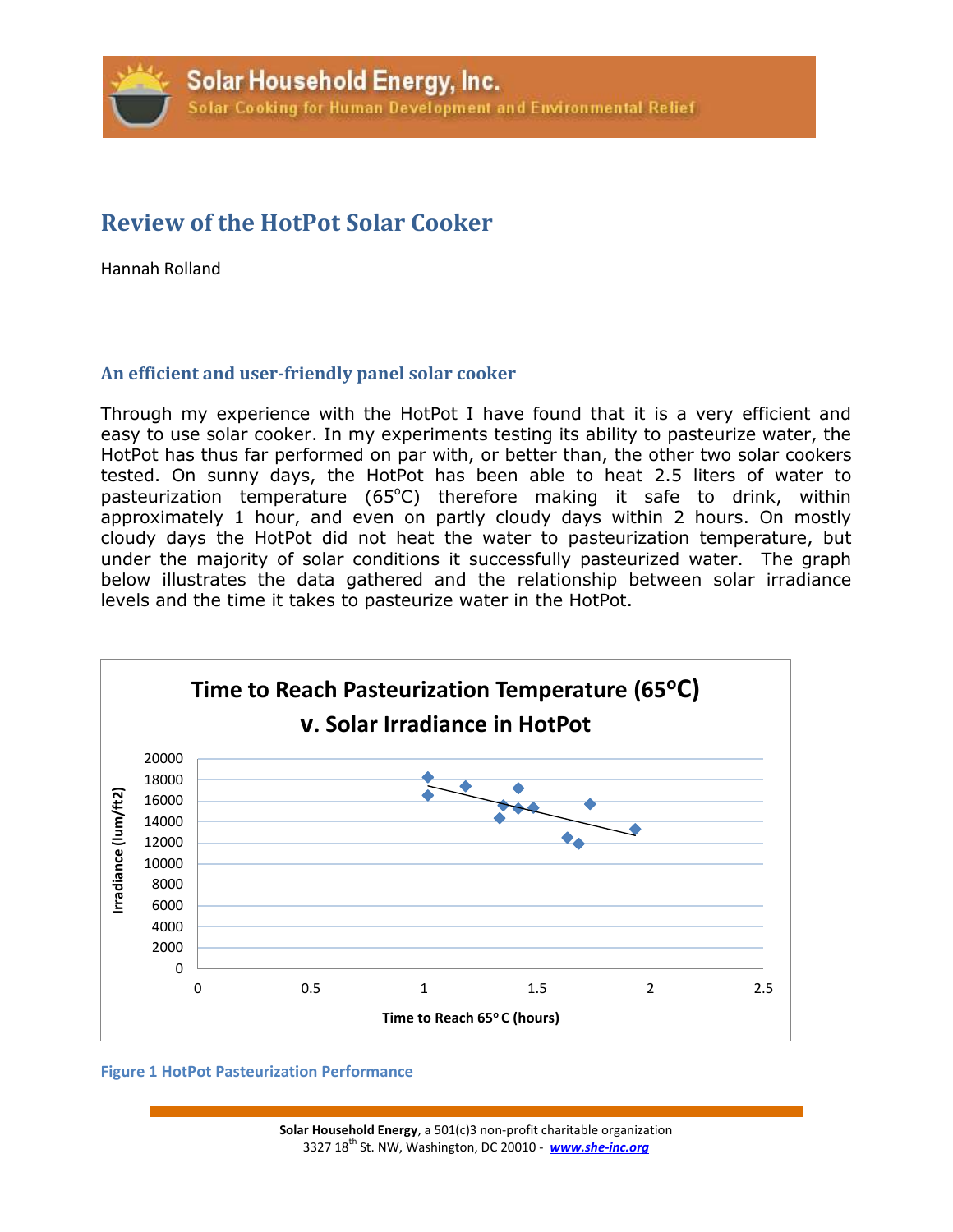# Review of the HotPot Solar Cooker

Hannah Rolland

## An efficient and user-friendly panel solar cooker

Through my experience with the HotPot I have found that it is a very efficient and easy to use solar cooker. In my experiments testing its ability to pasteurize water, the HotPot has thus far performed on par with, or better than, the other two solar cookers tested. On sunny days, the HotPot has been able to heat 2.5 liters of water to pasteurization temperature (65°C) therefore making it safe to drink, within approximately 1 hour, and even on partly cloudy days within 2 hours. On mostly cloudy days the HotPot did not heat the water to pasteurization temperature, but under the majority of solar conditions it successfully pasteurized water. The graph below illustrates the data gathered and the relationship between solar irradiance levels and the time it takes to pasteurize water in the HotPot.

**Time to Reach Pasteurization Temperature (65°C) v. Solar Irradiance in HotPot**

Y-axis: Irradiance (lum/ft2) — 0 to 20000
X-axis: Time to Reach 65° C (hours) — 0 to 2.5

Figure 1 HotPot Pasteurization Performance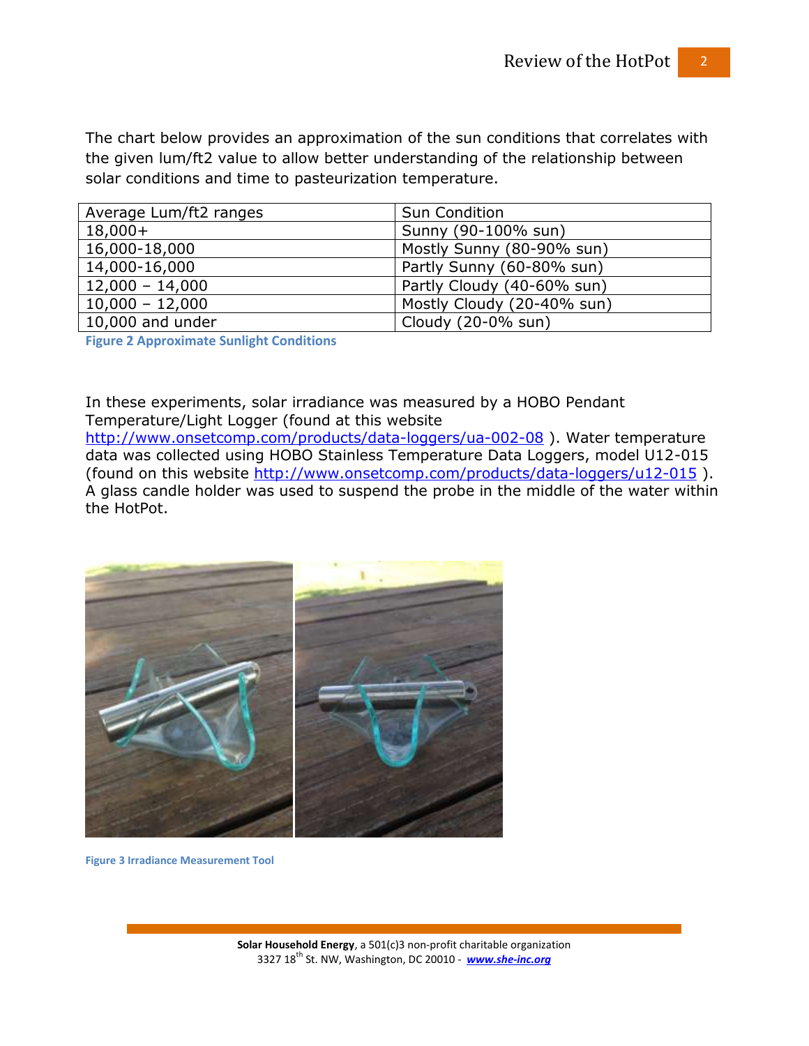The chart below provides an approximation of the sun conditions that correlates with the given lum/ft2 value to allow better understanding of the relationship between solar conditions and time to pasteurization temperature.

| Average Lum/ft2 ranges | Sun Condition |
|---|---|
| 18,000+ | Sunny (90-100% sun) |
| 16,000-18,000 | Mostly Sunny (80-90% sun) |
| 14,000-16,000 | Partly Sunny (60-80% sun) |
| 12,000 – 14,000 | Partly Cloudy (40-60% sun) |
| 10,000 – 12,000 | Mostly Cloudy (20-40% sun) |
| 10,000 and under | Cloudy (20-0% sun) |

**Figure 2 Approximate Sunlight Conditions**

In these experiments, solar irradiance was measured by a HOBO Pendant Temperature/Light Logger (found at this website http://www.onsetcomp.com/products/data-loggers/ua-002-08 ). Water temperature data was collected using HOBO Stainless Temperature Data Loggers, model U12-015 (found on this website http://www.onsetcomp.com/products/data-loggers/u12-015 ). A glass candle holder was used to suspend the probe in the middle of the water within the HotPot.

**Figure 3 Irradiance Measurement Tool**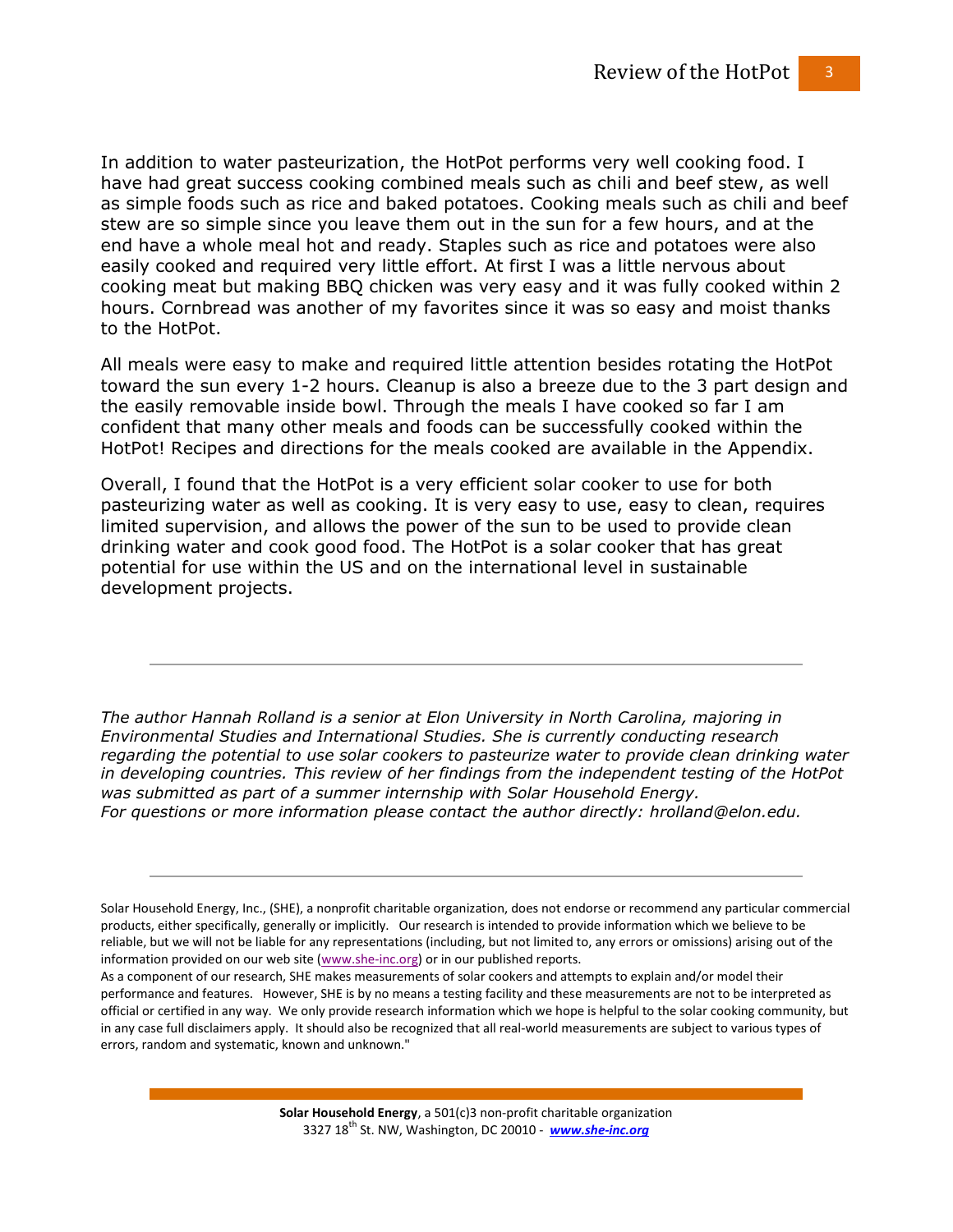In addition to water pasteurization, the HotPot performs very well cooking food. I have had great success cooking combined meals such as chili and beef stew, as well as simple foods such as rice and baked potatoes. Cooking meals such as chili and beef stew are so simple since you leave them out in the sun for a few hours, and at the end have a whole meal hot and ready. Staples such as rice and potatoes were also easily cooked and required very little effort. At first I was a little nervous about cooking meat but making BBQ chicken was very easy and it was fully cooked within 2 hours. Cornbread was another of my favorites since it was so easy and moist thanks to the HotPot.

All meals were easy to make and required little attention besides rotating the HotPot toward the sun every 1-2 hours. Cleanup is also a breeze due to the 3 part design and the easily removable inside bowl. Through the meals I have cooked so far I am confident that many other meals and foods can be successfully cooked within the HotPot! Recipes and directions for the meals cooked are available in the Appendix.

Overall, I found that the HotPot is a very efficient solar cooker to use for both pasteurizing water as well as cooking. It is very easy to use, easy to clean, requires limited supervision, and allows the power of the sun to be used to provide clean drinking water and cook good food. The HotPot is a solar cooker that has great potential for use within the US and on the international level in sustainable development projects.

---

*The author Hannah Rolland is a senior at Elon University in North Carolina, majoring in Environmental Studies and International Studies. She is currently conducting research regarding the potential to use solar cookers to pasteurize water to provide clean drinking water in developing countries. This review of her findings from the independent testing of the HotPot was submitted as part of a summer internship with Solar Household Energy.*
*For questions or more information please contact the author directly: hrolland@elon.edu.*

---

Solar Household Energy, Inc., (SHE), a nonprofit charitable organization, does not endorse or recommend any particular commercial products, either specifically, generally or implicitly. Our research is intended to provide information which we believe to be reliable, but we will not be liable for any representations (including, but not limited to, any errors or omissions) arising out of the information provided on our web site (www.she-inc.org) or in our published reports.
As a component of our research, SHE makes measurements of solar cookers and attempts to explain and/or model their performance and features. However, SHE is by no means a testing facility and these measurements are not to be interpreted as official or certified in any way. We only provide research information which we hope is helpful to the solar cooking community, but in any case full disclaimers apply. It should also be recognized that all real-world measurements are subject to various types of errors, random and systematic, known and unknown."

**Solar Household Energy**, a 501(c)3 non-profit charitable organization
3327 18th St. NW, Washington, DC 20010 - ***www.she-inc.org***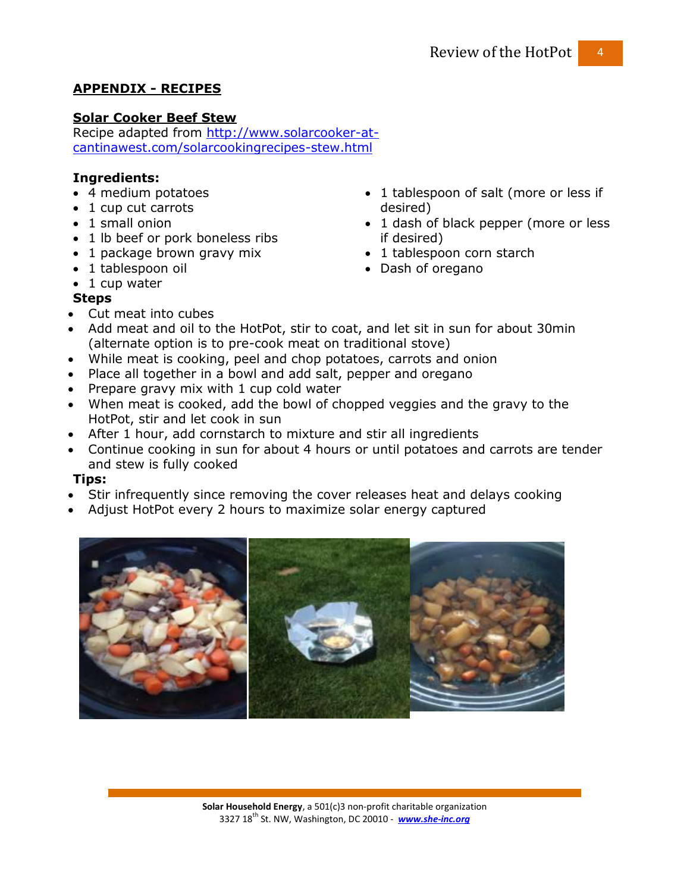## APPENDIX - RECIPES

### Solar Cooker Beef Stew

Recipe adapted from [http://www.solarcooker-at-cantinawest.com/solarcookingrecipes-stew.html](http://www.solarcooker-at-cantinawest.com/solarcookingrecipes-stew.html)

**Ingredients:**

- 4 medium potatoes
- 1 cup cut carrots
- 1 small onion
- 1 lb beef or pork boneless ribs
- 1 package brown gravy mix
- 1 tablespoon oil
- 1 cup water
- 1 tablespoon of salt (more or less if desired)
- 1 dash of black pepper (more or less if desired)
- 1 tablespoon corn starch
- Dash of oregano

**Steps**

- Cut meat into cubes
- Add meat and oil to the HotPot, stir to coat, and let sit in sun for about 30min (alternate option is to pre-cook meat on traditional stove)
- While meat is cooking, peel and chop potatoes, carrots and onion
- Place all together in a bowl and add salt, pepper and oregano
- Prepare gravy mix with 1 cup cold water
- When meat is cooked, add the bowl of chopped veggies and the gravy to the HotPot, stir and let cook in sun
- After 1 hour, add cornstarch to mixture and stir all ingredients
- Continue cooking in sun for about 4 hours or until potatoes and carrots are tender and stew is fully cooked

**Tips:**

- Stir infrequently since removing the cover releases heat and delays cooking
- Adjust HotPot every 2 hours to maximize solar energy captured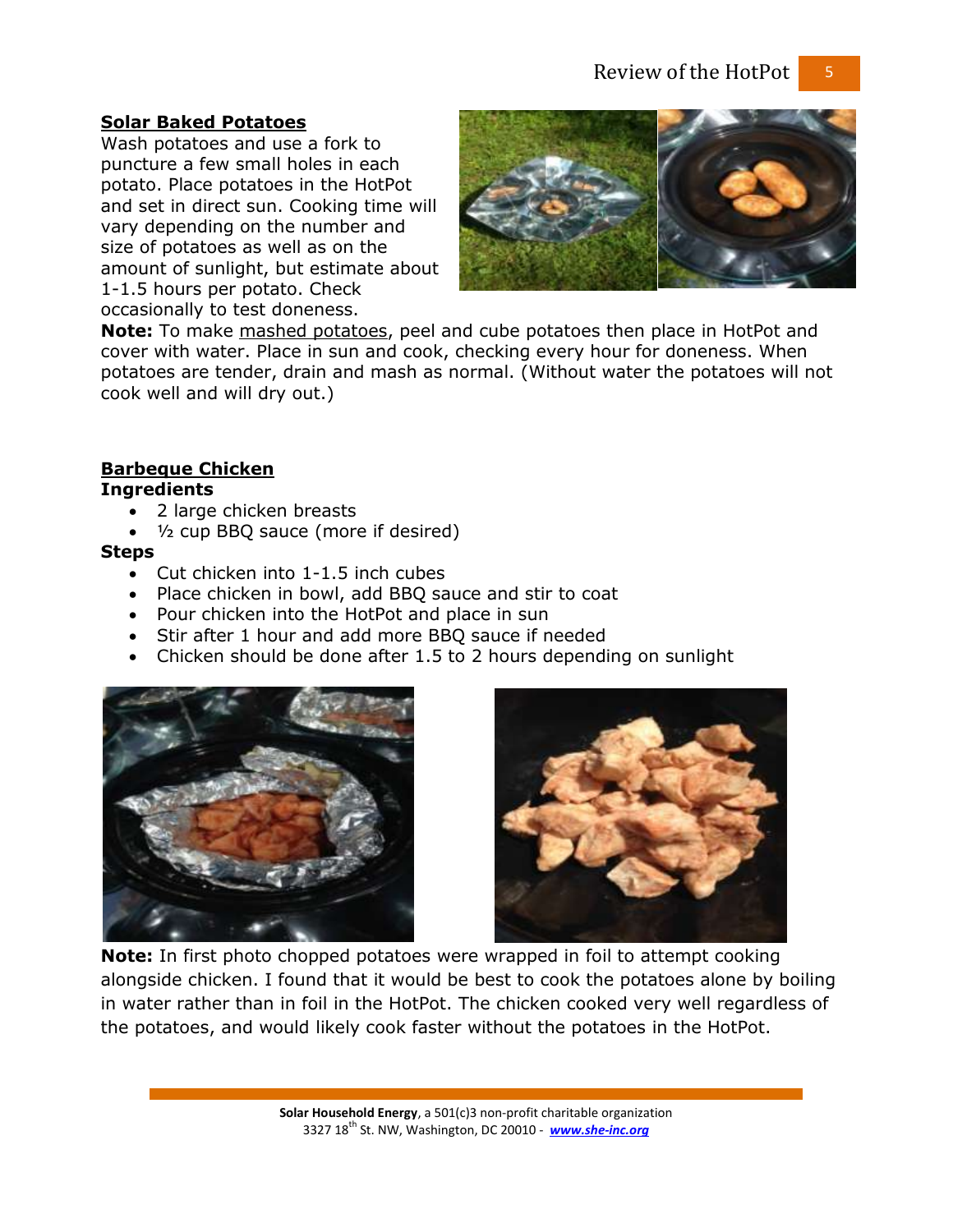**Solar Baked Potatoes**

Wash potatoes and use a fork to puncture a few small holes in each potato. Place potatoes in the HotPot and set in direct sun. Cooking time will vary depending on the number and size of potatoes as well as on the amount of sunlight, but estimate about 1-1.5 hours per potato. Check occasionally to test doneness.

**Note:** To make mashed potatoes, peel and cube potatoes then place in HotPot and cover with water. Place in sun and cook, checking every hour for doneness. When potatoes are tender, drain and mash as normal. (Without water the potatoes will not cook well and will dry out.)

**Barbeque Chicken**

**Ingredients**

- 2 large chicken breasts
- ½ cup BBQ sauce (more if desired)

**Steps**

- Cut chicken into 1-1.5 inch cubes
- Place chicken in bowl, add BBQ sauce and stir to coat
- Pour chicken into the HotPot and place in sun
- Stir after 1 hour and add more BBQ sauce if needed
- Chicken should be done after 1.5 to 2 hours depending on sunlight

**Note:** In first photo chopped potatoes were wrapped in foil to attempt cooking alongside chicken. I found that it would be best to cook the potatoes alone by boiling in water rather than in foil in the HotPot. The chicken cooked very well regardless of the potatoes, and would likely cook faster without the potatoes in the HotPot.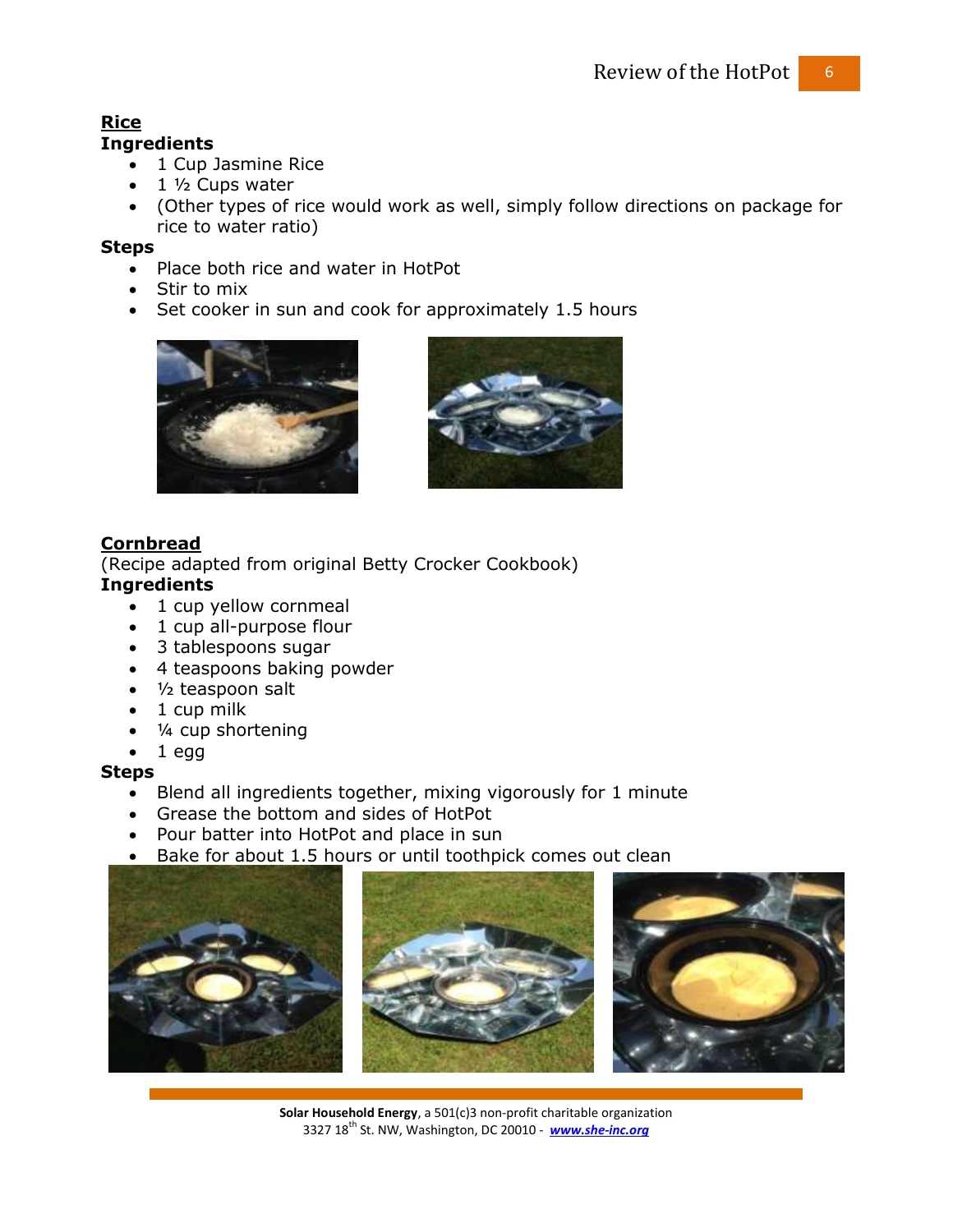## Rice

**Ingredients**

- 1 Cup Jasmine Rice
- 1 ½ Cups water
- (Other types of rice would work as well, simply follow directions on package for rice to water ratio)

**Steps**

- Place both rice and water in HotPot
- Stir to mix
- Set cooker in sun and cook for approximately 1.5 hours

## Cornbread

(Recipe adapted from original Betty Crocker Cookbook)

**Ingredients**

- 1 cup yellow cornmeal
- 1 cup all-purpose flour
- 3 tablespoons sugar
- 4 teaspoons baking powder
- ½ teaspoon salt
- 1 cup milk
- ¼ cup shortening
- 1 egg

**Steps**

- Blend all ingredients together, mixing vigorously for 1 minute
- Grease the bottom and sides of HotPot
- Pour batter into HotPot and place in sun
- Bake for about 1.5 hours or until toothpick comes out clean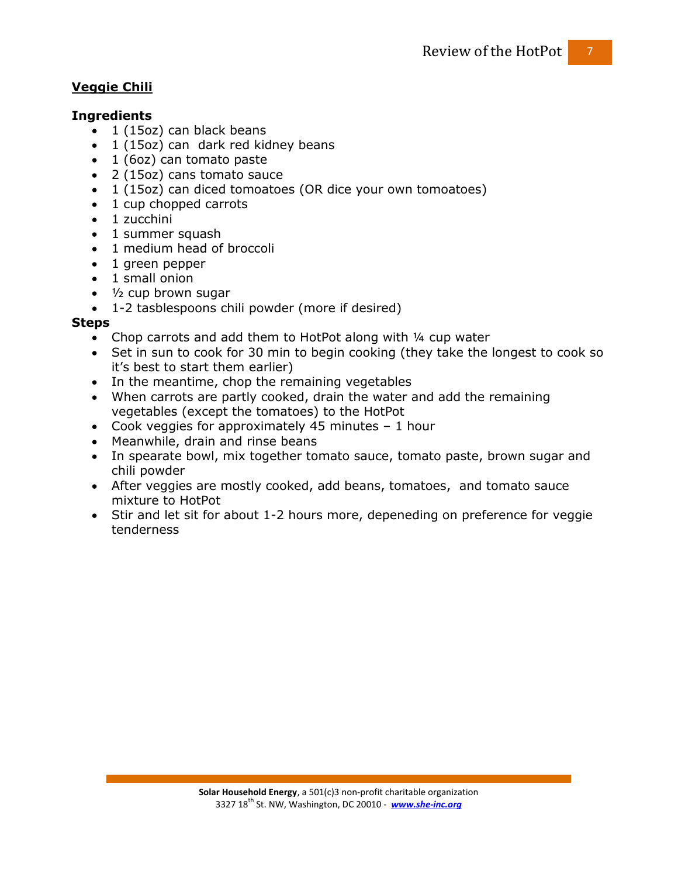## Veggie Chili

### Ingredients

- 1 (15oz) can black beans
- 1 (15oz) can  dark red kidney beans
- 1 (6oz) can tomato paste
- 2 (15oz) cans tomato sauce
- 1 (15oz) can diced tomoatoes (OR dice your own tomoatoes)
- 1 cup chopped carrots
- 1 zucchini
- 1 summer squash
- 1 medium head of broccoli
- 1 green pepper
- 1 small onion
- ½ cup brown sugar
- 1-2 tasblespoons chili powder (more if desired)

### Steps

- Chop carrots and add them to HotPot along with ¼ cup water
- Set in sun to cook for 30 min to begin cooking (they take the longest to cook so it's best to start them earlier)
- In the meantime, chop the remaining vegetables
- When carrots are partly cooked, drain the water and add the remaining vegetables (except the tomatoes) to the HotPot
- Cook veggies for approximately 45 minutes – 1 hour
- Meanwhile, drain and rinse beans
- In spearate bowl, mix together tomato sauce, tomato paste, brown sugar and chili powder
- After veggies are mostly cooked, add beans, tomatoes,  and tomato sauce mixture to HotPot
- Stir and let sit for about 1-2 hours more, depeneding on preference for veggie tenderness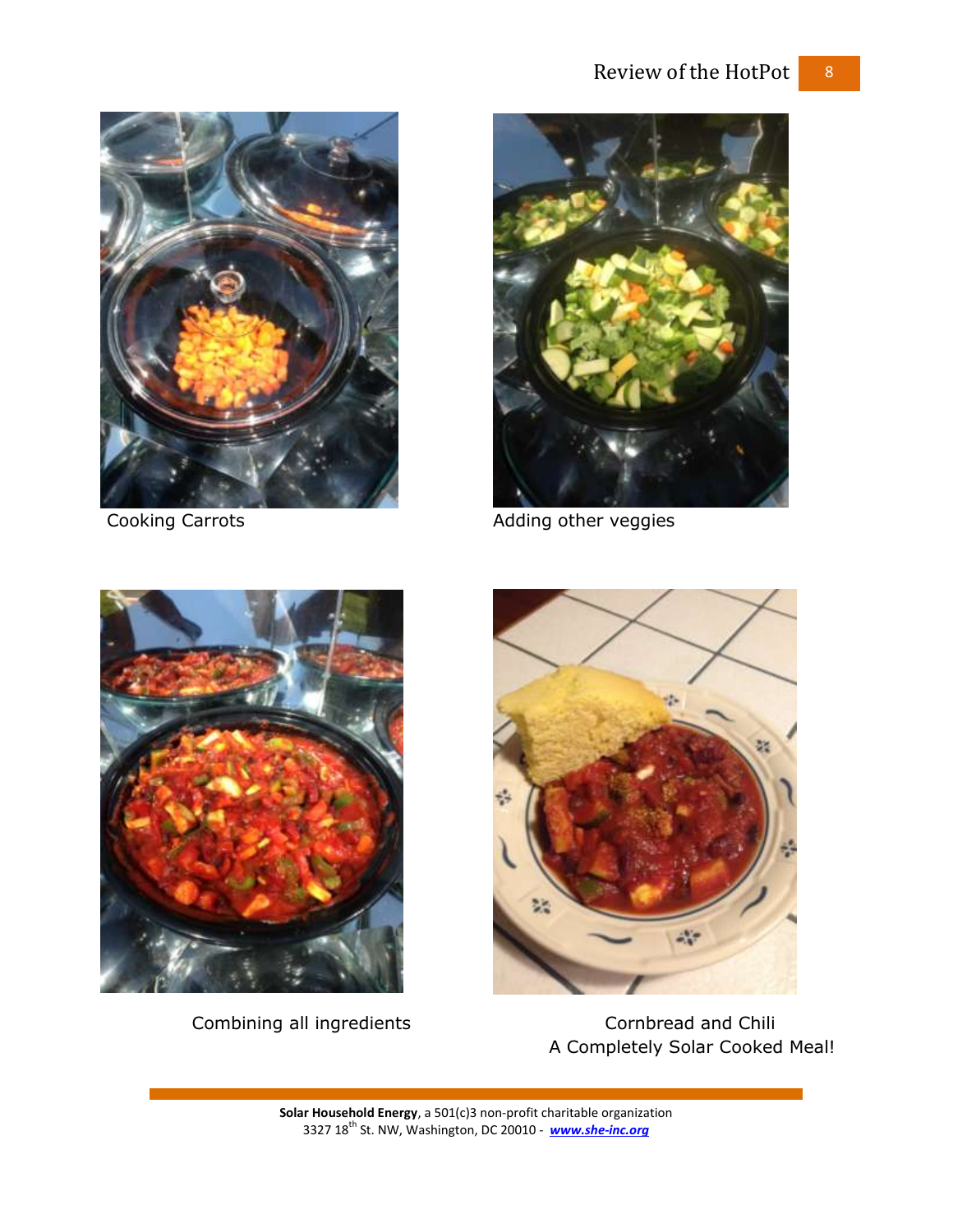Cooking Carrots

Adding other veggies

Combining all ingredients

Cornbread and Chili
A Completely Solar Cooked Meal!

**Solar Household Energy**, a 501(c)3 non-profit charitable organization
3327 18th St. NW, Washington, DC 20010 - *www.she-inc.org*